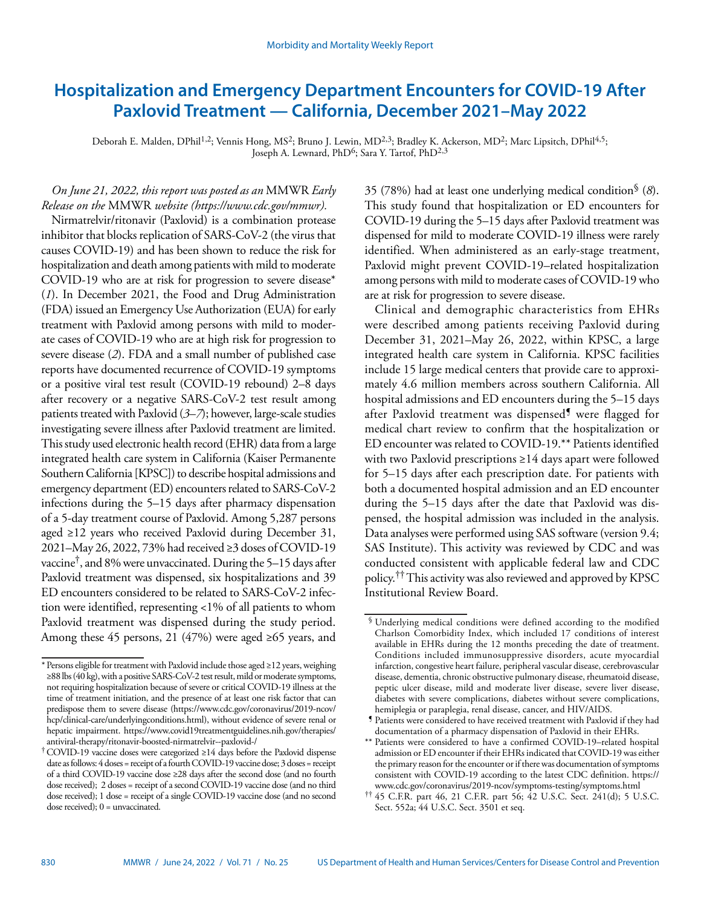# Hospitalization and Emergency Department Encounters for COVID-19 After Paxlovid Treatment — California, December 2021–May 2022

Deborah E. Malden, DPhil[1,2]; Vennis Hong, MS[2]; Bruno J. Lewin, MD[2,3]; Bradley K. Ackerson, MD[2]; Marc Lipsitch, DPhil[4,5]; Joseph A. Lewnard, PhD[6]; Sara Y. Tartof, PhD[2,3]

*On June 21, 2022, this report was posted as an* MMWR *Early Release on the* MMWR *website (https://www.cdc.gov/mmwr).*

Nirmatrelvir/ritonavir (Paxlovid) is a combination protease inhibitor that blocks replication of SARS-CoV-2 (the virus that causes COVID-19) and has been shown to reduce the risk for hospitalization and death among patients with mild to moderate COVID-19 who are at risk for progression to severe disease* (*1*). In December 2021, the Food and Drug Administration (FDA) issued an Emergency Use Authorization (EUA) for early treatment with Paxlovid among persons with mild to moderate cases of COVID-19 who are at high risk for progression to severe disease (*2*). FDA and a small number of published case reports have documented recurrence of COVID-19 symptoms or a positive viral test result (COVID-19 rebound) 2–8 days after recovery or a negative SARS-CoV-2 test result among patients treated with Paxlovid (*3*–*7*); however, large-scale studies investigating severe illness after Paxlovid treatment are limited. This study used electronic health record (EHR) data from a large integrated health care system in California (Kaiser Permanente Southern California [KPSC]) to describe hospital admissions and emergency department (ED) encounters related to SARS-CoV-2 infections during the 5–15 days after pharmacy dispensation of a 5-day treatment course of Paxlovid. Among 5,287 persons aged ≥12 years who received Paxlovid during December 31, 2021–May 26, 2022, 73% had received ≥3 doses of COVID-19 vaccine†, and 8% were unvaccinated. During the 5–15 days after Paxlovid treatment was dispensed, six hospitalizations and 39 ED encounters considered to be related to SARS-CoV-2 infection were identified, representing <1% of all patients to whom Paxlovid treatment was dispensed during the study period. Among these 45 persons, 21 (47%) were aged ≥65 years, and 35 (78%) had at least one underlying medical condition§ (*8*). This study found that hospitalization or ED encounters for COVID-19 during the 5–15 days after Paxlovid treatment was dispensed for mild to moderate COVID-19 illness were rarely identified. When administered as an early-stage treatment, Paxlovid might prevent COVID-19–related hospitalization among persons with mild to moderate cases of COVID-19 who are at risk for progression to severe disease.

Clinical and demographic characteristics from EHRs were described among patients receiving Paxlovid during December 31, 2021–May 26, 2022, within KPSC, a large integrated health care system in California. KPSC facilities include 15 large medical centers that provide care to approximately 4.6 million members across southern California. All hospital admissions and ED encounters during the 5–15 days after Paxlovid treatment was dispensed¶ were flagged for medical chart review to confirm that the hospitalization or ED encounter was related to COVID-19.** Patients identified with two Paxlovid prescriptions ≥14 days apart were followed for 5–15 days after each prescription date. For patients with both a documented hospital admission and an ED encounter during the 5–15 days after the date that Paxlovid was dispensed, the hospital admission was included in the analysis. Data analyses were performed using SAS software (version 9.4; SAS Institute). This activity was reviewed by CDC and was conducted consistent with applicable federal law and CDC policy.†† This activity was also reviewed and approved by KPSC Institutional Review Board.

---

\* Persons eligible for treatment with Paxlovid include those aged ≥12 years, weighing ≥88 lbs (40 kg), with a positive SARS-CoV-2 test result, mild or moderate symptoms, not requiring hospitalization because of severe or critical COVID-19 illness at the time of treatment initiation, and the presence of at least one risk factor that can predispose them to severe disease (https://www.cdc.gov/coronavirus/2019-ncov/hcp/clinical-care/underlyingconditions.html), without evidence of severe renal or hepatic impairment. https://www.covid19treatmentguidelines.nih.gov/therapies/antiviral-therapy/ritonavir-boosted-nirmatrelvir--paxlovid-/

† COVID-19 vaccine doses were categorized ≥14 days before the Paxlovid dispense date as follows: 4 doses = receipt of a fourth COVID-19 vaccine dose; 3 doses = receipt of a third COVID-19 vaccine dose ≥28 days after the second dose (and no fourth dose received); 2 doses = receipt of a second COVID-19 vaccine dose (and no third dose received); 1 dose = receipt of a single COVID-19 vaccine dose (and no second dose received); 0 = unvaccinated.

§ Underlying medical conditions were defined according to the modified Charlson Comorbidity Index, which included 17 conditions of interest available in EHRs during the 12 months preceding the date of treatment. Conditions included immunosuppressive disorders, acute myocardial infarction, congestive heart failure, peripheral vascular disease, cerebrovascular disease, dementia, chronic obstructive pulmonary disease, rheumatoid disease, peptic ulcer disease, mild and moderate liver disease, severe liver disease, diabetes with severe complications, diabetes without severe complications, hemiplegia or paraplegia, renal disease, cancer, and HIV/AIDS.

¶ Patients were considered to have received treatment with Paxlovid if they had documentation of a pharmacy dispensation of Paxlovid in their EHRs.

** Patients were considered to have a confirmed COVID-19–related hospital admission or ED encounter if their EHRs indicated that COVID-19 was either the primary reason for the encounter or if there was documentation of symptoms consistent with COVID-19 according to the latest CDC definition. https://www.cdc.gov/coronavirus/2019-ncov/symptoms-testing/symptoms.html

†† 45 C.F.R. part 46, 21 C.F.R. part 56; 42 U.S.C. Sect. 241(d); 5 U.S.C. Sect. 552a; 44 U.S.C. Sect. 3501 et seq.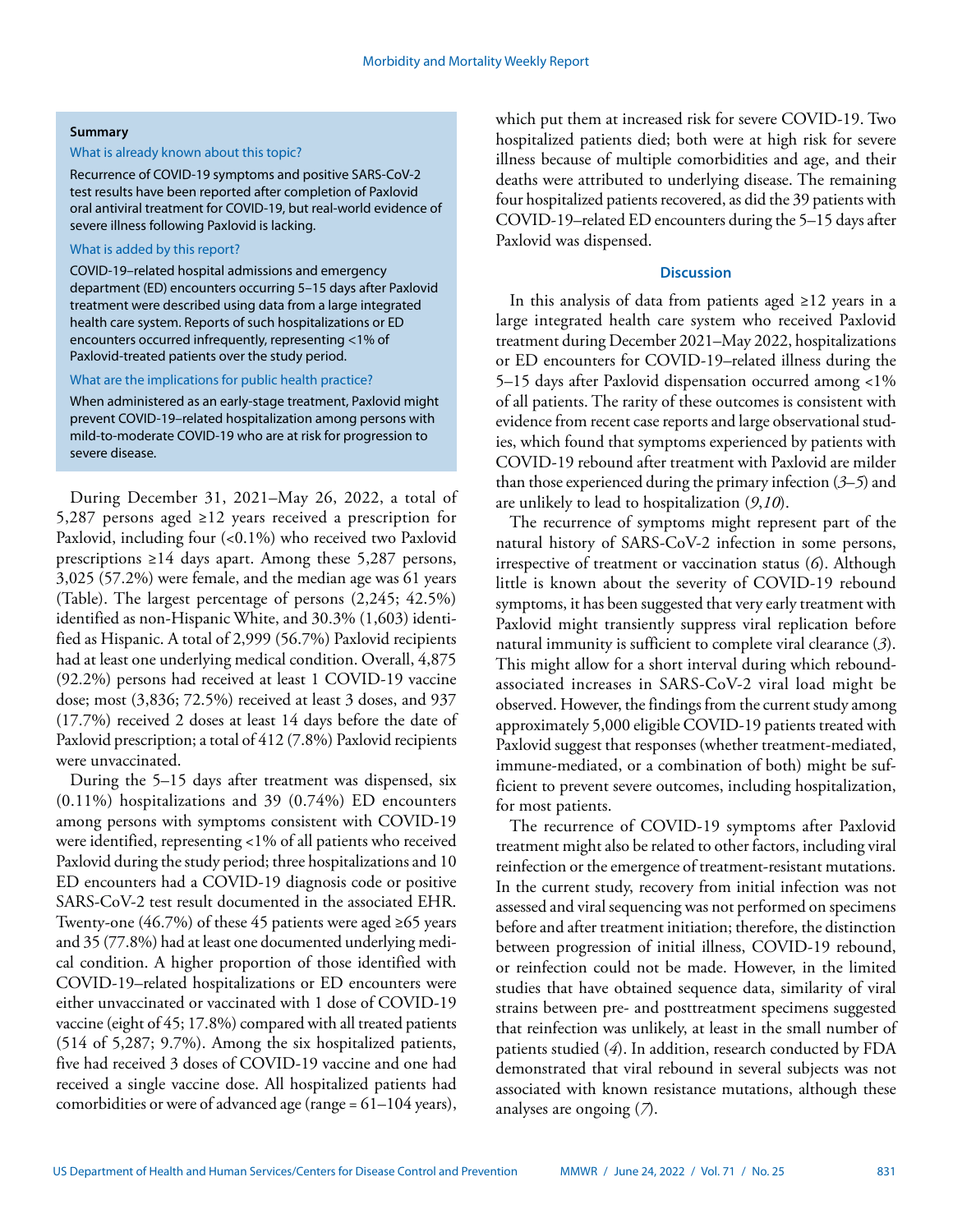**Summary**

What is already known about this topic?

Recurrence of COVID-19 symptoms and positive SARS-CoV-2 test results have been reported after completion of Paxlovid oral antiviral treatment for COVID-19, but real-world evidence of severe illness following Paxlovid is lacking.

What is added by this report?

COVID-19–related hospital admissions and emergency department (ED) encounters occurring 5–15 days after Paxlovid treatment were described using data from a large integrated health care system. Reports of such hospitalizations or ED encounters occurred infrequently, representing <1% of Paxlovid-treated patients over the study period.

What are the implications for public health practice?

When administered as an early-stage treatment, Paxlovid might prevent COVID-19–related hospitalization among persons with mild-to-moderate COVID-19 who are at risk for progression to severe disease.

During December 31, 2021–May 26, 2022, a total of 5,287 persons aged ≥12 years received a prescription for Paxlovid, including four (<0.1%) who received two Paxlovid prescriptions ≥14 days apart. Among these 5,287 persons, 3,025 (57.2%) were female, and the median age was 61 years (Table). The largest percentage of persons (2,245; 42.5%) identified as non-Hispanic White, and 30.3% (1,603) identified as Hispanic. A total of 2,999 (56.7%) Paxlovid recipients had at least one underlying medical condition. Overall, 4,875 (92.2%) persons had received at least 1 COVID-19 vaccine dose; most (3,836; 72.5%) received at least 3 doses, and 937 (17.7%) received 2 doses at least 14 days before the date of Paxlovid prescription; a total of 412 (7.8%) Paxlovid recipients were unvaccinated.

During the 5–15 days after treatment was dispensed, six (0.11%) hospitalizations and 39 (0.74%) ED encounters among persons with symptoms consistent with COVID-19 were identified, representing <1% of all patients who received Paxlovid during the study period; three hospitalizations and 10 ED encounters had a COVID-19 diagnosis code or positive SARS-CoV-2 test result documented in the associated EHR. Twenty-one (46.7%) of these 45 patients were aged ≥65 years and 35 (77.8%) had at least one documented underlying medical condition. A higher proportion of those identified with COVID-19–related hospitalizations or ED encounters were either unvaccinated or vaccinated with 1 dose of COVID-19 vaccine (eight of 45; 17.8%) compared with all treated patients (514 of 5,287; 9.7%). Among the six hospitalized patients, five had received 3 doses of COVID-19 vaccine and one had received a single vaccine dose. All hospitalized patients had comorbidities or were of advanced age (range = 61–104 years), which put them at increased risk for severe COVID-19. Two hospitalized patients died; both were at high risk for severe illness because of multiple comorbidities and age, and their deaths were attributed to underlying disease. The remaining four hospitalized patients recovered, as did the 39 patients with COVID-19–related ED encounters during the 5–15 days after Paxlovid was dispensed.

## Discussion

In this analysis of data from patients aged ≥12 years in a large integrated health care system who received Paxlovid treatment during December 2021–May 2022, hospitalizations or ED encounters for COVID-19–related illness during the 5–15 days after Paxlovid dispensation occurred among <1% of all patients. The rarity of these outcomes is consistent with evidence from recent case reports and large observational studies, which found that symptoms experienced by patients with COVID-19 rebound after treatment with Paxlovid are milder than those experienced during the primary infection (*3*–*5*) and are unlikely to lead to hospitalization (*9*,*10*).

The recurrence of symptoms might represent part of the natural history of SARS-CoV-2 infection in some persons, irrespective of treatment or vaccination status (*6*). Although little is known about the severity of COVID-19 rebound symptoms, it has been suggested that very early treatment with Paxlovid might transiently suppress viral replication before natural immunity is sufficient to complete viral clearance (*3*). This might allow for a short interval during which rebound-associated increases in SARS-CoV-2 viral load might be observed. However, the findings from the current study among approximately 5,000 eligible COVID-19 patients treated with Paxlovid suggest that responses (whether treatment-mediated, immune-mediated, or a combination of both) might be sufficient to prevent severe outcomes, including hospitalization, for most patients.

The recurrence of COVID-19 symptoms after Paxlovid treatment might also be related to other factors, including viral reinfection or the emergence of treatment-resistant mutations. In the current study, recovery from initial infection was not assessed and viral sequencing was not performed on specimens before and after treatment initiation; therefore, the distinction between progression of initial illness, COVID-19 rebound, or reinfection could not be made. However, in the limited studies that have obtained sequence data, similarity of viral strains between pre- and posttreatment specimens suggested that reinfection was unlikely, at least in the small number of patients studied (*4*). In addition, research conducted by FDA demonstrated that viral rebound in several subjects was not associated with known resistance mutations, although these analyses are ongoing (*7*).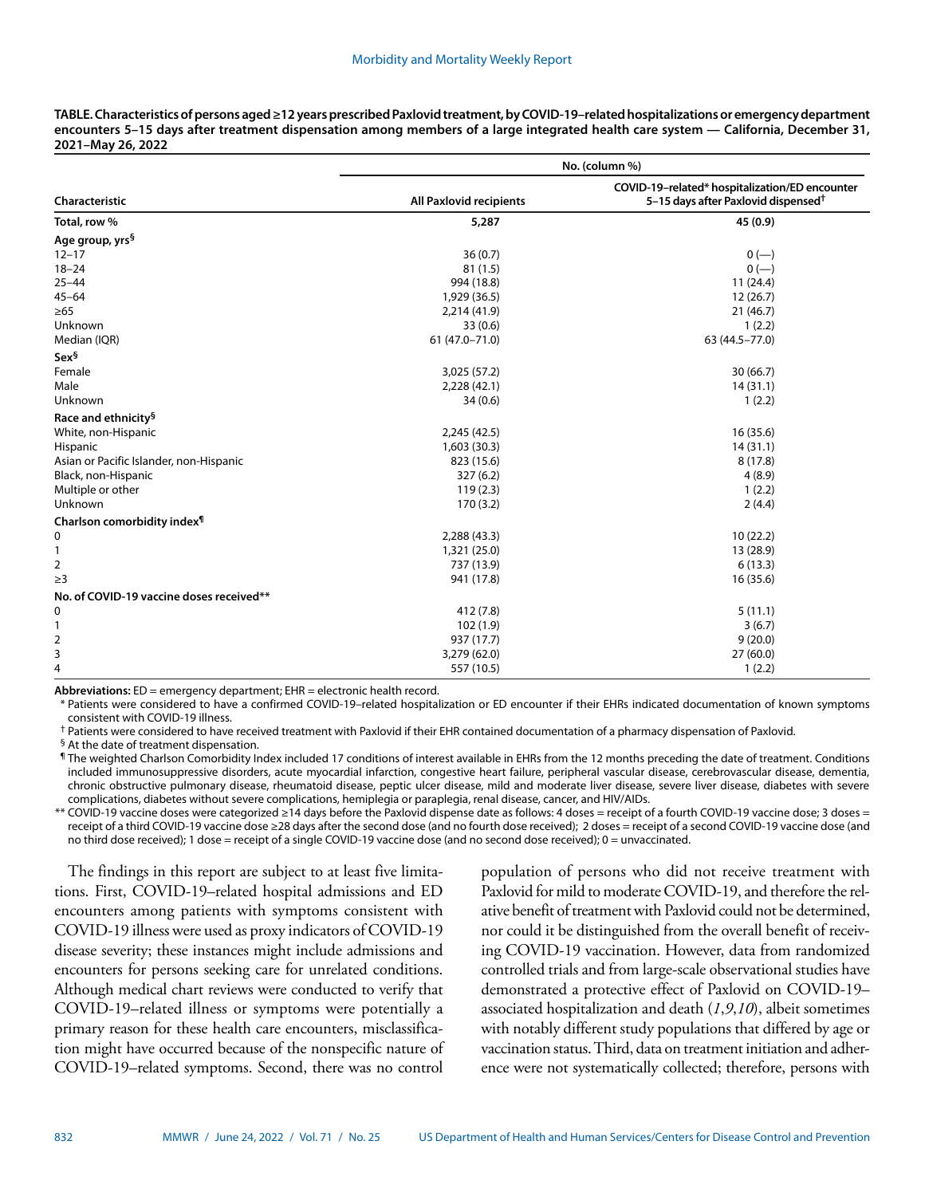**TABLE. Characteristics of persons aged ≥12 years prescribed Paxlovid treatment, by COVID-19–related hospitalizations or emergency department encounters 5–15 days after treatment dispensation among members of a large integrated health care system — California, December 31, 2021–May 26, 2022**

| Characteristic | No. (column %) | |
|---|---|---|
| | All Paxlovid recipients | COVID-19–related* hospitalization/ED encounter 5–15 days after Paxlovid dispensed† |
| **Total, row %** | **5,287** | **45 (0.9)** |
| **Age group, yrs§** | | |
| 12–17 | 36 (0.7) | 0 (—) |
| 18–24 | 81 (1.5) | 0 (—) |
| 25–44 | 994 (18.8) | 11 (24.4) |
| 45–64 | 1,929 (36.5) | 12 (26.7) |
| ≥65 | 2,214 (41.9) | 21 (46.7) |
| Unknown | 33 (0.6) | 1 (2.2) |
| Median (IQR) | 61 (47.0–71.0) | 63 (44.5–77.0) |
| **Sex§** | | |
| Female | 3,025 (57.2) | 30 (66.7) |
| Male | 2,228 (42.1) | 14 (31.1) |
| Unknown | 34 (0.6) | 1 (2.2) |
| **Race and ethnicity§** | | |
| White, non-Hispanic | 2,245 (42.5) | 16 (35.6) |
| Hispanic | 1,603 (30.3) | 14 (31.1) |
| Asian or Pacific Islander, non-Hispanic | 823 (15.6) | 8 (17.8) |
| Black, non-Hispanic | 327 (6.2) | 4 (8.9) |
| Multiple or other | 119 (2.3) | 1 (2.2) |
| Unknown | 170 (3.2) | 2 (4.4) |
| **Charlson comorbidity index¶** | | |
| 0 | 2,288 (43.3) | 10 (22.2) |
| 1 | 1,321 (25.0) | 13 (28.9) |
| 2 | 737 (13.9) | 6 (13.3) |
| ≥3 | 941 (17.8) | 16 (35.6) |
| **No. of COVID-19 vaccine doses received**** | | |
| 0 | 412 (7.8) | 5 (11.1) |
| 1 | 102 (1.9) | 3 (6.7) |
| 2 | 937 (17.7) | 9 (20.0) |
| 3 | 3,279 (62.0) | 27 (60.0) |
| 4 | 557 (10.5) | 1 (2.2) |

**Abbreviations:** ED = emergency department; EHR = electronic health record.

\* Patients were considered to have a confirmed COVID-19–related hospitalization or ED encounter if their EHRs indicated documentation of known symptoms consistent with COVID-19 illness.

† Patients were considered to have received treatment with Paxlovid if their EHR contained documentation of a pharmacy dispensation of Paxlovid.

§ At the date of treatment dispensation.

¶ The weighted Charlson Comorbidity Index included 17 conditions of interest available in EHRs from the 12 months preceding the date of treatment. Conditions included immunosuppressive disorders, acute myocardial infarction, congestive heart failure, peripheral vascular disease, cerebrovascular disease, dementia, chronic obstructive pulmonary disease, rheumatoid disease, peptic ulcer disease, mild and moderate liver disease, severe liver disease, diabetes with severe complications, diabetes without severe complications, hemiplegia or paraplegia, renal disease, cancer, and HIV/AIDs.

** COVID-19 vaccine doses were categorized ≥14 days before the Paxlovid dispense date as follows: 4 doses = receipt of a fourth COVID-19 vaccine dose; 3 doses = receipt of a third COVID-19 vaccine dose ≥28 days after the second dose (and no fourth dose received); 2 doses = receipt of a second COVID-19 vaccine dose (and no third dose received); 1 dose = receipt of a single COVID-19 vaccine dose (and no second dose received); 0 = unvaccinated.

The findings in this report are subject to at least five limitations. First, COVID-19–related hospital admissions and ED encounters among patients with symptoms consistent with COVID-19 illness were used as proxy indicators of COVID-19 disease severity; these instances might include admissions and encounters for persons seeking care for unrelated conditions. Although medical chart reviews were conducted to verify that COVID-19–related illness or symptoms were potentially a primary reason for these health care encounters, misclassification might have occurred because of the nonspecific nature of COVID-19–related symptoms. Second, there was no control population of persons who did not receive treatment with Paxlovid for mild to moderate COVID-19, and therefore the relative benefit of treatment with Paxlovid could not be determined, nor could it be distinguished from the overall benefit of receiving COVID-19 vaccination. However, data from randomized controlled trials and from large-scale observational studies have demonstrated a protective effect of Paxlovid on COVID-19–associated hospitalization and death (*1*,*9*,*10*), albeit sometimes with notably different study populations that differed by age or vaccination status. Third, data on treatment initiation and adherence were not systematically collected; therefore, persons with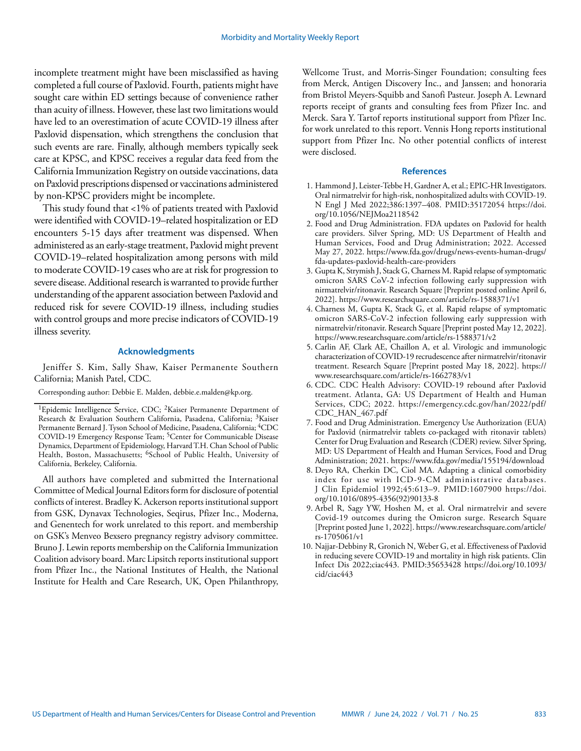incomplete treatment might have been misclassified as having completed a full course of Paxlovid. Fourth, patients might have sought care within ED settings because of convenience rather than acuity of illness. However, these last two limitations would have led to an overestimation of acute COVID-19 illness after Paxlovid dispensation, which strengthens the conclusion that such events are rare. Finally, although members typically seek care at KPSC, and KPSC receives a regular data feed from the California Immunization Registry on outside vaccinations, data on Paxlovid prescriptions dispensed or vaccinations administered by non-KPSC providers might be incomplete.

This study found that <1% of patients treated with Paxlovid were identified with COVID-19–related hospitalization or ED encounters 5-15 days after treatment was dispensed. When administered as an early-stage treatment, Paxlovid might prevent COVID-19–related hospitalization among persons with mild to moderate COVID-19 cases who are at risk for progression to severe disease. Additional research is warranted to provide further understanding of the apparent association between Paxlovid and reduced risk for severe COVID-19 illness, including studies with control groups and more precise indicators of COVID-19 illness severity.

## Acknowledgments

Jeniffer S. Kim, Sally Shaw, Kaiser Permanente Southern California; Manish Patel, CDC.

Corresponding author: Debbie E. Malden, debbie.e.malden@kp.org.

[1]Epidemic Intelligence Service, CDC; [2]Kaiser Permanente Department of Research & Evaluation Southern California, Pasadena, California; [3]Kaiser Permanente Bernard J. Tyson School of Medicine, Pasadena, California; [4]CDC COVID-19 Emergency Response Team; [5]Center for Communicable Disease Dynamics, Department of Epidemiology, Harvard T.H. Chan School of Public Health, Boston, Massachusetts; [6]School of Public Health, University of California, Berkeley, California.

All authors have completed and submitted the International Committee of Medical Journal Editors form for disclosure of potential conflicts of interest. Bradley K. Ackerson reports institutional support from GSK, Dynavax Technologies, Seqirus, Pfizer Inc., Moderna, and Genentech for work unrelated to this report. and membership on GSK's Menveo Bexsero pregnancy registry advisory committee. Bruno J. Lewin reports membership on the California Immunization Coalition advisory board. Marc Lipsitch reports institutional support from Pfizer Inc., the National Institutes of Health, the National Institute for Health and Care Research, UK, Open Philanthropy, Wellcome Trust, and Morris-Singer Foundation; consulting fees from Merck, Antigen Discovery Inc., and Janssen; and honoraria from Bristol Meyers-Squibb and Sanofi Pasteur. Joseph A. Lewnard reports receipt of grants and consulting fees from Pfizer Inc. and Merck. Sara Y. Tartof reports institutional support from Pfizer Inc. for work unrelated to this report. Vennis Hong reports institutional support from Pfizer Inc. No other potential conflicts of interest were disclosed.

## References

1. Hammond J, Leister-Tebbe H, Gardner A, et al.; EPIC-HR Investigators. Oral nirmatrelvir for high-risk, nonhospitalized adults with COVID-19. N Engl J Med 2022;386:1397–408. PMID:35172054 https://doi.org/10.1056/NEJMoa2118542
2. Food and Drug Administration. FDA updates on Paxlovid for health care providers. Silver Spring, MD: US Department of Health and Human Services, Food and Drug Administration; 2022. Accessed May 27, 2022. https://www.fda.gov/drugs/news-events-human-drugs/fda-updates-paxlovid-health-care-providers
3. Gupta K, Strymish J, Stack G, Charness M. Rapid relapse of symptomatic omicron SARS CoV-2 infection following early suppression with nirmatrelvir/ritonavir. Research Square [Preprint posted online April 6, 2022]. https://www.researchsquare.com/article/rs-1588371/v1
4. Charness M, Gupta K, Stack G, et al. Rapid relapse of symptomatic omicron SARS-CoV-2 infection following early suppression with nirmatrelvir/ritonavir. Research Square [Preprint posted May 12, 2022]. https://www.researchsquare.com/article/rs-1588371/v2
5. Carlin AF, Clark AE, Chaillon A, et al. Virologic and immunologic characterization of COVID-19 recrudescence after nirmatrelvir/ritonavir treatment. Research Square [Preprint posted May 18, 2022]. https://www.researchsquare.com/article/rs-1662783/v1
6. CDC. CDC Health Advisory: COVID-19 rebound after Paxlovid treatment. Atlanta, GA: US Department of Health and Human Services, CDC; 2022. https://emergency.cdc.gov/han/2022/pdf/CDC_HAN_467.pdf
7. Food and Drug Administration. Emergency Use Authorization (EUA) for Paxlovid (nirmatrelvir tablets co-packaged with ritonavir tablets) Center for Drug Evaluation and Research (CDER) review. Silver Spring, MD: US Department of Health and Human Services, Food and Drug Administration; 2021. https://www.fda.gov/media/155194/download
8. Deyo RA, Cherkin DC, Ciol MA. Adapting a clinical comorbidity index for use with ICD-9-CM administrative databases. J Clin Epidemiol 1992;45:613–9. PMID:1607900 https://doi.org/10.1016/0895-4356(92)90133-8
9. Arbel R, Sagy YW, Hoshen M, et al. Oral nirmatrelvir and severe Covid-19 outcomes during the Omicron surge. Research Square [Preprint posted June 1, 2022]. https://www.researchsquare.com/article/rs-1705061/v1
10. Najjar-Debbiny R, Gronich N, Weber G, et al. Effectiveness of Paxlovid in reducing severe COVID-19 and mortality in high risk patients. Clin Infect Dis 2022;ciac443. PMID:35653428 https://doi.org/10.1093/cid/ciac443